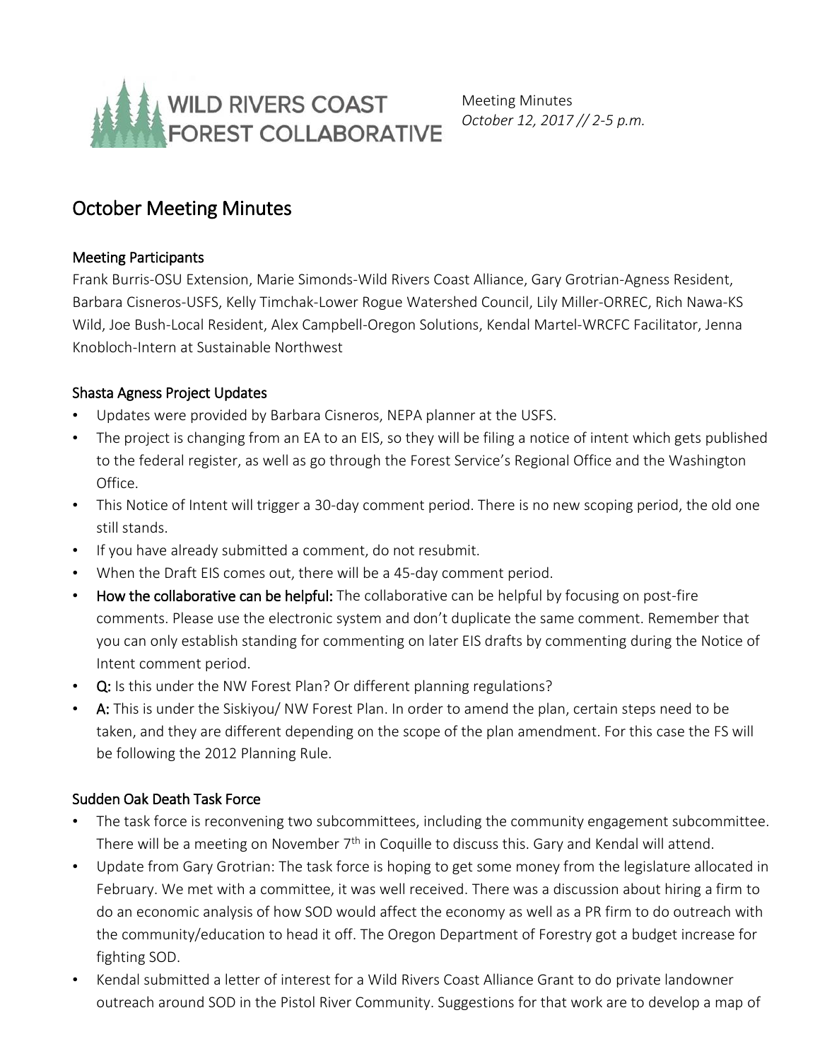WILD RIVERS COAST FOREST COLLABORATIVE

Meeting Minutes
*October 12, 2017 // 2-5 p.m.*

# October Meeting Minutes

## Meeting Participants

Frank Burris-OSU Extension, Marie Simonds-Wild Rivers Coast Alliance, Gary Grotrian-Agness Resident, Barbara Cisneros-USFS, Kelly Timchak-Lower Rogue Watershed Council, Lily Miller-ORREC, Rich Nawa-KS Wild, Joe Bush-Local Resident, Alex Campbell-Oregon Solutions, Kendal Martel-WRCFC Facilitator, Jenna Knobloch-Intern at Sustainable Northwest

## Shasta Agness Project Updates

- Updates were provided by Barbara Cisneros, NEPA planner at the USFS.
- The project is changing from an EA to an EIS, so they will be filing a notice of intent which gets published to the federal register, as well as go through the Forest Service's Regional Office and the Washington Office.
- This Notice of Intent will trigger a 30-day comment period. There is no new scoping period, the old one still stands.
- If you have already submitted a comment, do not resubmit.
- When the Draft EIS comes out, there will be a 45-day comment period.
- **How the collaborative can be helpful:** The collaborative can be helpful by focusing on post-fire comments. Please use the electronic system and don't duplicate the same comment. Remember that you can only establish standing for commenting on later EIS drafts by commenting during the Notice of Intent comment period.
- **Q:** Is this under the NW Forest Plan? Or different planning regulations?
- **A:** This is under the Siskiyou/ NW Forest Plan. In order to amend the plan, certain steps need to be taken, and they are different depending on the scope of the plan amendment. For this case the FS will be following the 2012 Planning Rule.

## Sudden Oak Death Task Force

- The task force is reconvening two subcommittees, including the community engagement subcommittee. There will be a meeting on November 7th in Coquille to discuss this. Gary and Kendal will attend.
- Update from Gary Grotrian: The task force is hoping to get some money from the legislature allocated in February. We met with a committee, it was well received. There was a discussion about hiring a firm to do an economic analysis of how SOD would affect the economy as well as a PR firm to do outreach with the community/education to head it off. The Oregon Department of Forestry got a budget increase for fighting SOD.
- Kendal submitted a letter of interest for a Wild Rivers Coast Alliance Grant to do private landowner outreach around SOD in the Pistol River Community. Suggestions for that work are to develop a map of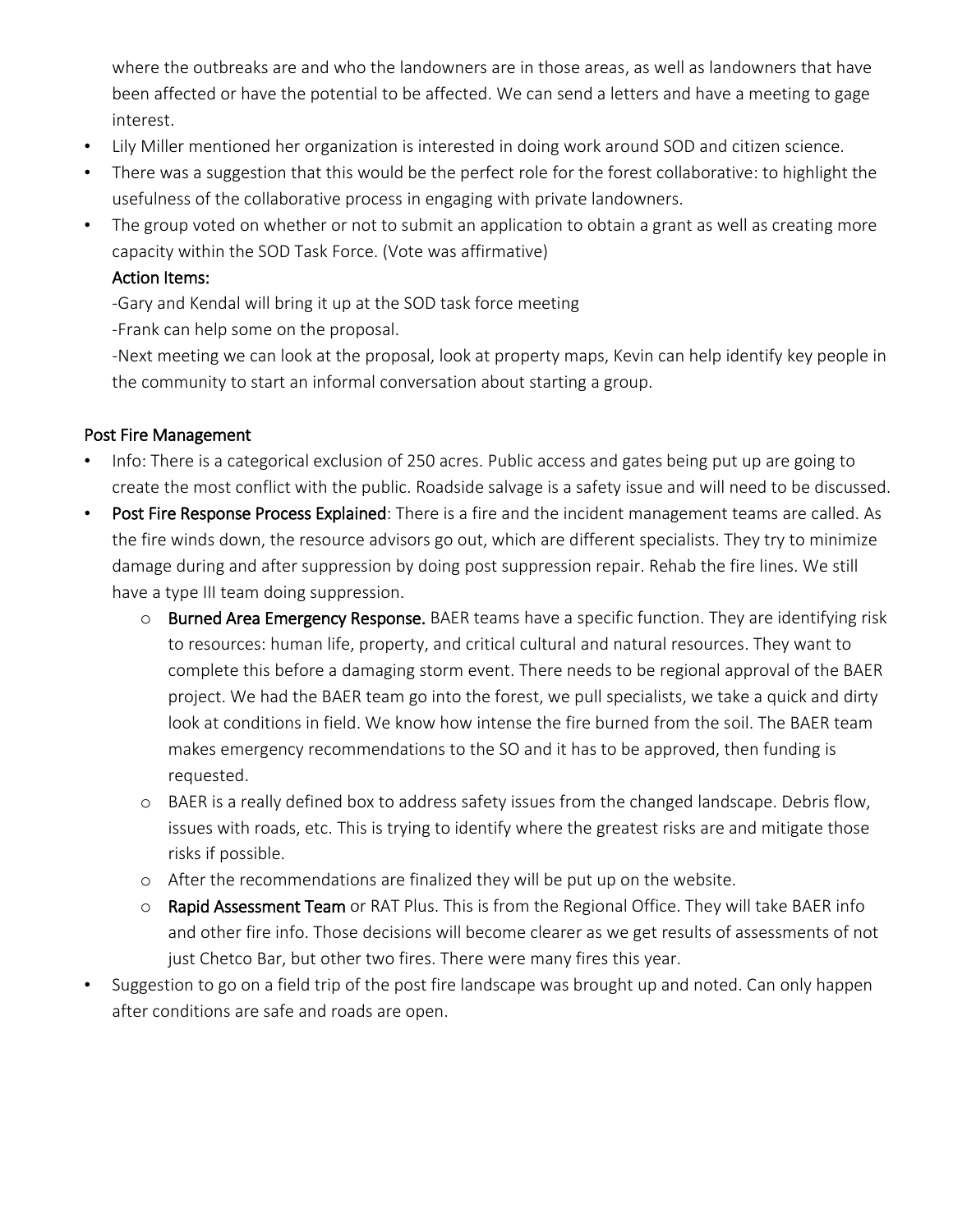where the outbreaks are and who the landowners are in those areas, as well as landowners that have been affected or have the potential to be affected. We can send a letters and have a meeting to gage interest.

- Lily Miller mentioned her organization is interested in doing work around SOD and citizen science.
- There was a suggestion that this would be the perfect role for the forest collaborative: to highlight the usefulness of the collaborative process in engaging with private landowners.
- The group voted on whether or not to submit an application to obtain a grant as well as creating more capacity within the SOD Task Force. (Vote was affirmative)

  Action Items:

  -Gary and Kendal will bring it up at the SOD task force meeting

  -Frank can help some on the proposal.

  -Next meeting we can look at the proposal, look at property maps, Kevin can help identify key people in the community to start an informal conversation about starting a group.

## Post Fire Management

- Info: There is a categorical exclusion of 250 acres. Public access and gates being put up are going to create the most conflict with the public. Roadside salvage is a safety issue and will need to be discussed.
- **Post Fire Response Process Explained**: There is a fire and the incident management teams are called. As the fire winds down, the resource advisors go out, which are different specialists. They try to minimize damage during and after suppression by doing post suppression repair. Rehab the fire lines. We still have a type III team doing suppression.
  - **Burned Area Emergency Response.** BAER teams have a specific function. They are identifying risk to resources: human life, property, and critical cultural and natural resources. They want to complete this before a damaging storm event. There needs to be regional approval of the BAER project. We had the BAER team go into the forest, we pull specialists, we take a quick and dirty look at conditions in field. We know how intense the fire burned from the soil. The BAER team makes emergency recommendations to the SO and it has to be approved, then funding is requested.
  - BAER is a really defined box to address safety issues from the changed landscape. Debris flow, issues with roads, etc. This is trying to identify where the greatest risks are and mitigate those risks if possible.
  - After the recommendations are finalized they will be put up on the website.
  - **Rapid Assessment Team** or RAT Plus. This is from the Regional Office. They will take BAER info and other fire info. Those decisions will become clearer as we get results of assessments of not just Chetco Bar, but other two fires. There were many fires this year.
- Suggestion to go on a field trip of the post fire landscape was brought up and noted. Can only happen after conditions are safe and roads are open.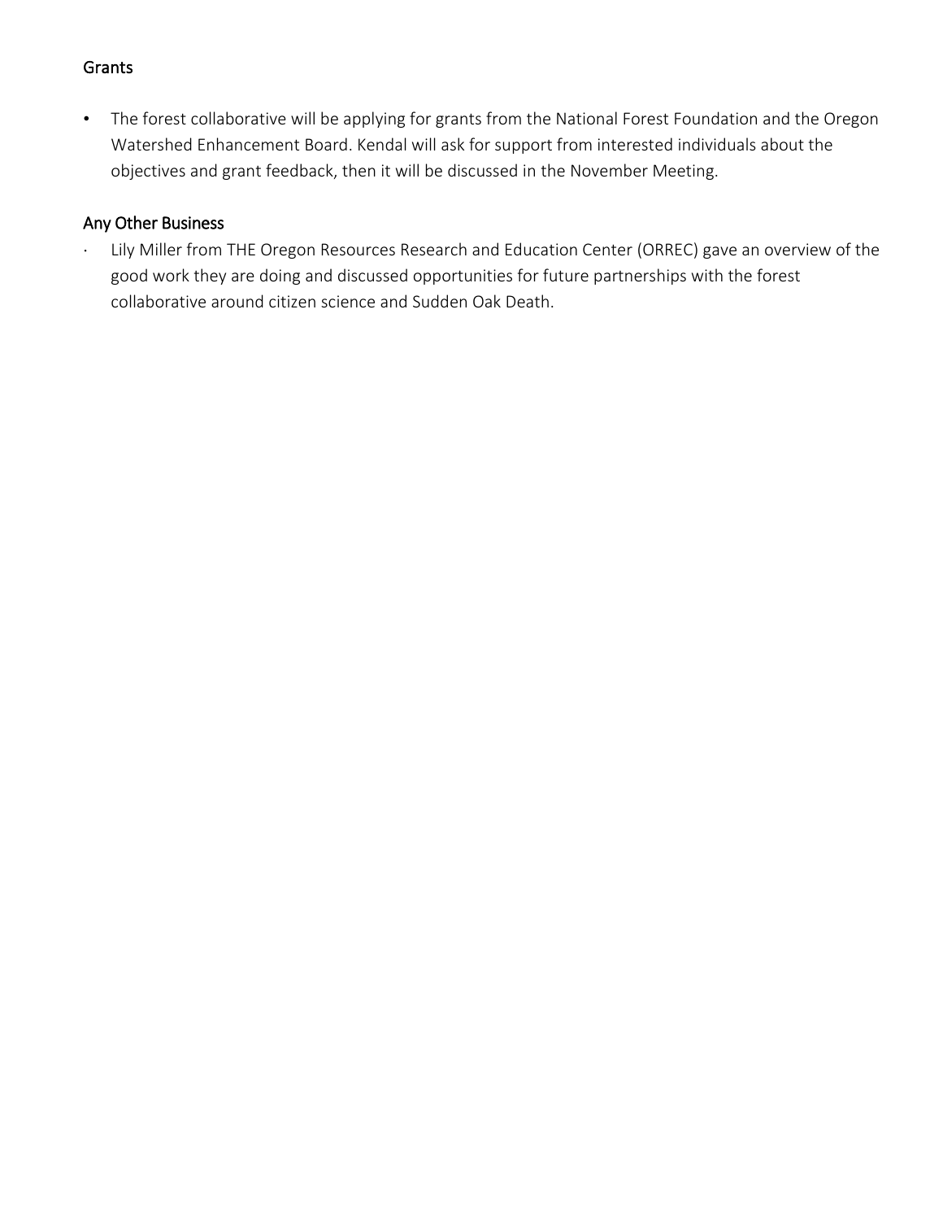## Grants

- The forest collaborative will be applying for grants from the National Forest Foundation and the Oregon Watershed Enhancement Board. Kendal will ask for support from interested individuals about the objectives and grant feedback, then it will be discussed in the November Meeting.

## Any Other Business

- Lily Miller from THE Oregon Resources Research and Education Center (ORREC) gave an overview of the good work they are doing and discussed opportunities for future partnerships with the forest collaborative around citizen science and Sudden Oak Death.